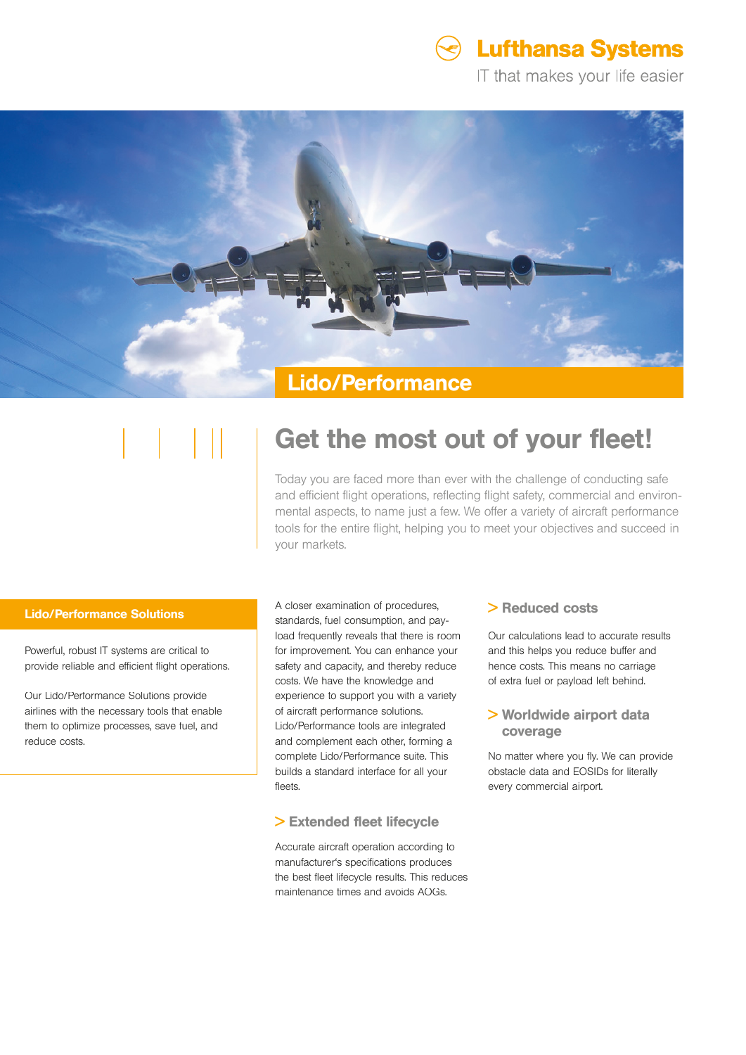Lufthansa Systems

IT that makes your life easier

# Lido/Performance

## Get the most out of your fleet!

Today you are faced more than ever with the challenge of conducting safe and efficient flight operations, reflecting flight safety, commercial and environmental aspects, to name just a few. We offer a variety of aircraft performance tools for the entire flight, helping you to meet your objectives and succeed in your markets.

### Lido/Performance Solutions

Powerful, robust IT systems are critical to provide reliable and efficient flight operations.

Our Lido/Performance Solutions provide airlines with the necessary tools that enable them to optimize processes, save fuel, and reduce costs.

A closer examination of procedures, standards, fuel consumption, and payload frequently reveals that there is room for improvement. You can enhance your safety and capacity, and thereby reduce costs. We have the knowledge and experience to support you with a variety of aircraft performance solutions. Lido/Performance tools are integrated and complement each other, forming a complete Lido/Performance suite. This builds a standard interface for all your fleets.

### > Extended fleet lifecycle

Accurate aircraft operation according to manufacturer's specifications produces the best fleet lifecycle results. This reduces maintenance times and avoids AOGs.

### > Reduced costs

Our calculations lead to accurate results and this helps you reduce buffer and hence costs. This means no carriage of extra fuel or payload left behind.

### > Worldwide airport data coverage

No matter where you fly. We can provide obstacle data and EOSIDs for literally every commercial airport.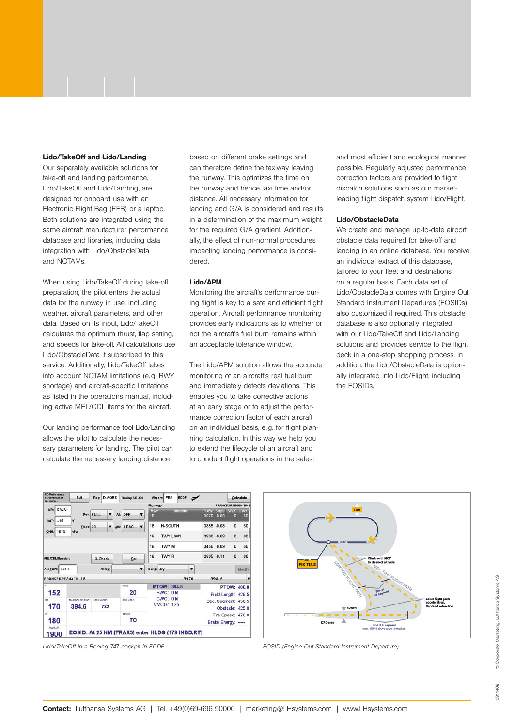### Lido/TakeOff and Lido/Landing

Our separately available solutions for take-off and landing performance, Lido/TakeOff and Lido/Landing, are designed for onboard use with an Electronic Flight Bag (EFB) or a laptop. Both solutions are integrated using the same aircraft manufacturer performance database and libraries, including data integration with Lido/ObstacleData and NOTAMs.

When using Lido/TakeOff during take-off preparation, the pilot enters the actual data for the runway in use, including weather, aircraft parameters, and other data. Based on its input, Lido/TakeOff calculates the optimum thrust, flap setting, and speeds for take-off. All calculations use Lido/ObstacleData if subscribed to this service. Additionally, Lido/TakeOff takes into account NOTAM limitations (e.g. RWY shortage) and aircraft-specific limitations as listed in the operations manual, including active MEL/CDL items for the aircraft.

Our landing performance tool Lido/Landing allows the pilot to calculate the necessary parameters for landing. The pilot can calculate the necessary landing distance based on different brake settings and can therefore define the taxiway leaving the runway. This optimizes the time on the runway and hence taxi time and/or distance. All necessary information for landing and G/A is considered and results in a determination of the maximum weight for the required G/A gradient. Additionally, the effect of non-normal procedures impacting landing performance is considered.

### Lido/APM

Monitoring the aircraft's performance during flight is key to a safe and efficient flight operation. Aircraft performance monitoring provides early indications as to whether or not the aircraft's fuel burn remains within an acceptable tolerance window.

The Lido/APM solution allows the accurate monitoring of an aircraft's real fuel burn and immediately detects deviations. This enables you to take corrective actions at an early stage or to adjust the performance correction factor of each aircraft on an individual basis, e.g. for flight planning calculation. In this way we help you to extend the lifecycle of an aircraft and to conduct flight operations in the safest and most efficient and ecological manner possible. Regularly adjusted performance correction factors are provided to flight dispatch solutions such as our market-leading flight dispatch system Lido/Flight.

### Lido/ObstacleData

We create and manage up-to-date airport obstacle data required for take-off and landing in an online database. You receive an individual extract of this database, tailored to your fleet and destinations on a regular basis. Each data set of Lido/ObstacleData comes with Engine Out Standard Instrument Departures (EOSIDs) also customized if required. This obstacle database is also optionally integrated with our Lido/TakeOff and Lido/Landing solutions and provides service to the flight deck in a one-stop shopping process. In addition, the Lido/ObstacleData is optionally integrated into Lido/Flight, including the EOSIDs.

*Lido/TakeOff in a Boeing 747 cockpit in EDDF*

*EOSID (Engine Out Standard Instrument Departure)*

**Contact:** Lufthansa Systems AG | Tel. +49(0)69-696 90000 | marketing@LHsystems.com | www.LHsystems.com

© Corporate Marketing, Lufthansa Systems AG

0841408